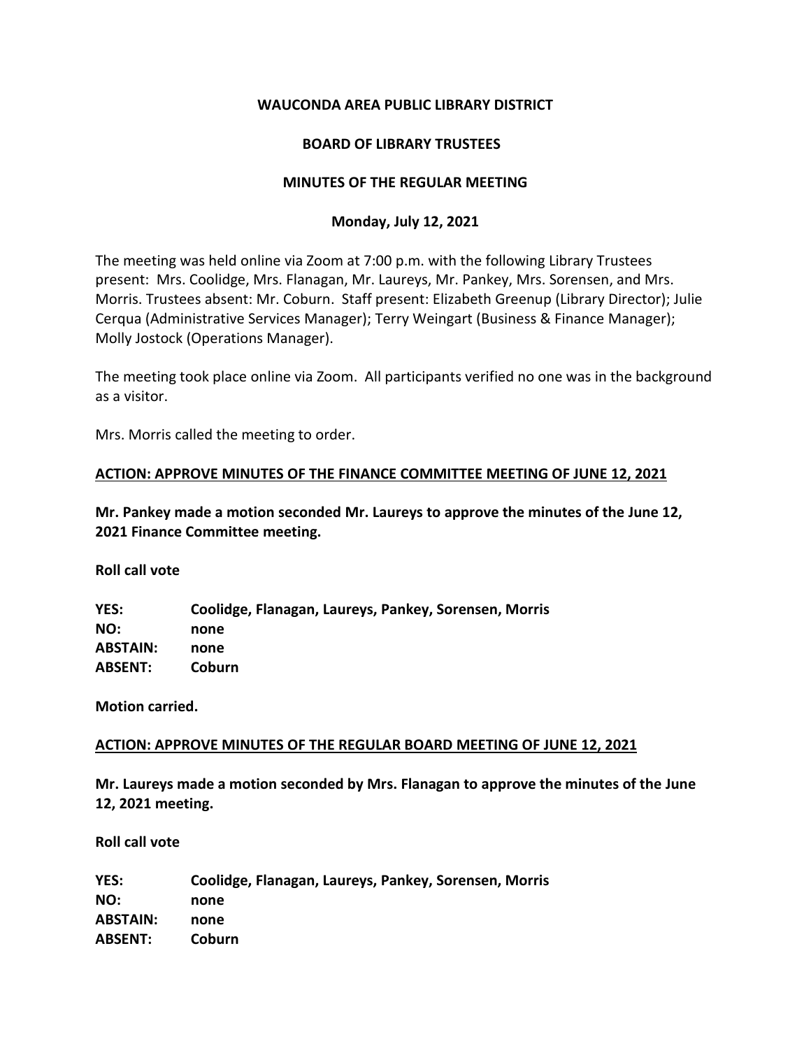**WAUCONDA AREA PUBLIC LIBRARY DISTRICT**

**BOARD OF LIBRARY TRUSTEES**

**MINUTES OF THE REGULAR MEETING**

**Monday, July 12, 2021**

The meeting was held online via Zoom at 7:00 p.m. with the following Library Trustees present: Mrs. Coolidge, Mrs. Flanagan, Mr. Laureys, Mr. Pankey, Mrs. Sorensen, and Mrs. Morris. Trustees absent: Mr. Coburn. Staff present: Elizabeth Greenup (Library Director); Julie Cerqua (Administrative Services Manager); Terry Weingart (Business & Finance Manager); Molly Jostock (Operations Manager).

The meeting took place online via Zoom. All participants verified no one was in the background as a visitor.

Mrs. Morris called the meeting to order.

**ACTION: APPROVE MINUTES OF THE FINANCE COMMITTEE MEETING OF JUNE 12, 2021**

**Mr. Pankey made a motion seconded Mr. Laureys to approve the minutes of the June 12, 2021 Finance Committee meeting.**

**Roll call vote**

| | |
|---|---|
| **YES:** | **Coolidge, Flanagan, Laureys, Pankey, Sorensen, Morris** |
| **NO:** | **none** |
| **ABSTAIN:** | **none** |
| **ABSENT:** | **Coburn** |

**Motion carried.**

**ACTION: APPROVE MINUTES OF THE REGULAR BOARD MEETING OF JUNE 12, 2021**

**Mr. Laureys made a motion seconded by Mrs. Flanagan to approve the minutes of the June 12, 2021 meeting.**

**Roll call vote**

| | |
|---|---|
| **YES:** | **Coolidge, Flanagan, Laureys, Pankey, Sorensen, Morris** |
| **NO:** | **none** |
| **ABSTAIN:** | **none** |
| **ABSENT:** | **Coburn** |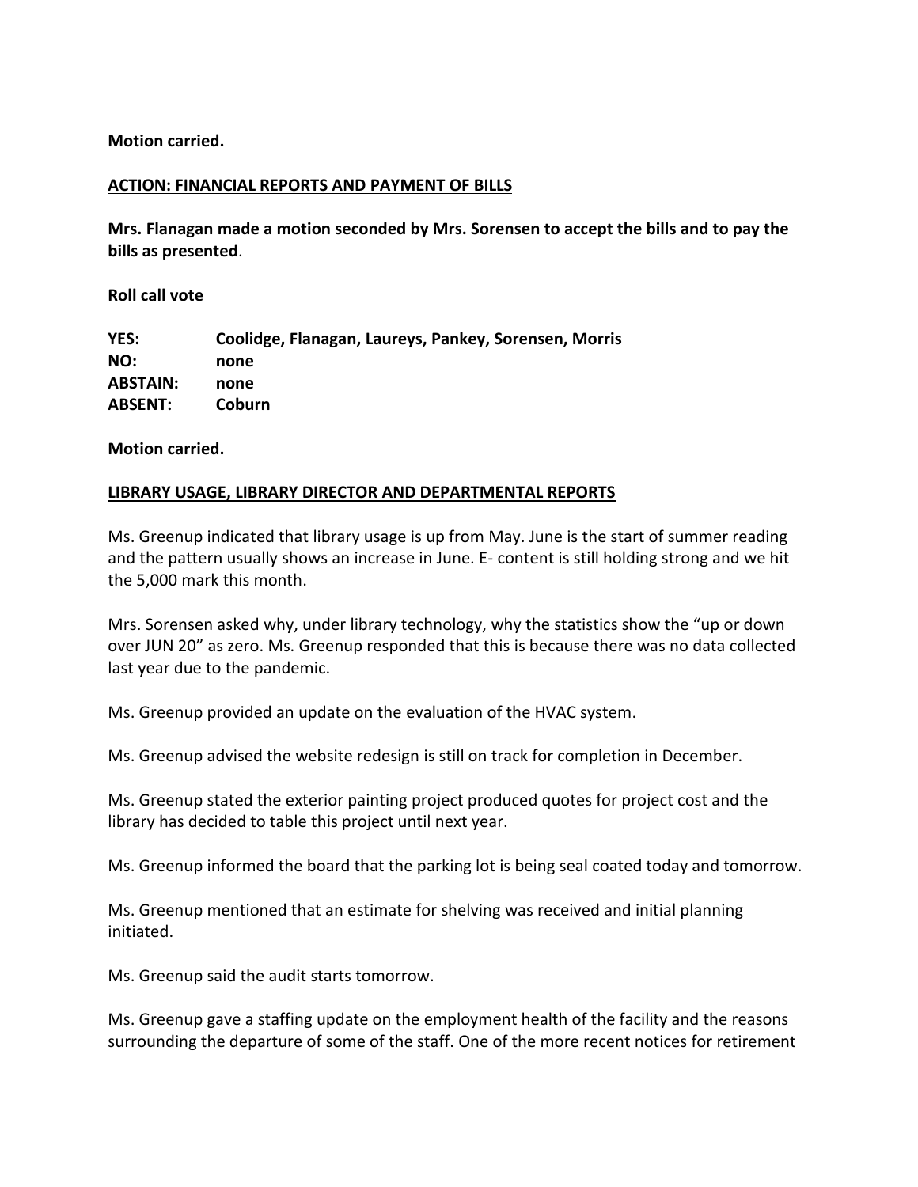**Motion carried.**

**ACTION: FINANCIAL REPORTS AND PAYMENT OF BILLS**

**Mrs. Flanagan made a motion seconded by Mrs. Sorensen to accept the bills and to pay the bills as presented**.

**Roll call vote**

| | |
|---|---|
| **YES:** | **Coolidge, Flanagan, Laureys, Pankey, Sorensen, Morris** |
| **NO:** | **none** |
| **ABSTAIN:** | **none** |
| **ABSENT:** | **Coburn** |

**Motion carried.**

**LIBRARY USAGE, LIBRARY DIRECTOR AND DEPARTMENTAL REPORTS**

Ms. Greenup indicated that library usage is up from May. June is the start of summer reading and the pattern usually shows an increase in June. E- content is still holding strong and we hit the 5,000 mark this month.

Mrs. Sorensen asked why, under library technology, why the statistics show the "up or down over JUN 20" as zero. Ms. Greenup responded that this is because there was no data collected last year due to the pandemic.

Ms. Greenup provided an update on the evaluation of the HVAC system.

Ms. Greenup advised the website redesign is still on track for completion in December.

Ms. Greenup stated the exterior painting project produced quotes for project cost and the library has decided to table this project until next year.

Ms. Greenup informed the board that the parking lot is being seal coated today and tomorrow.

Ms. Greenup mentioned that an estimate for shelving was received and initial planning initiated.

Ms. Greenup said the audit starts tomorrow.

Ms. Greenup gave a staffing update on the employment health of the facility and the reasons surrounding the departure of some of the staff. One of the more recent notices for retirement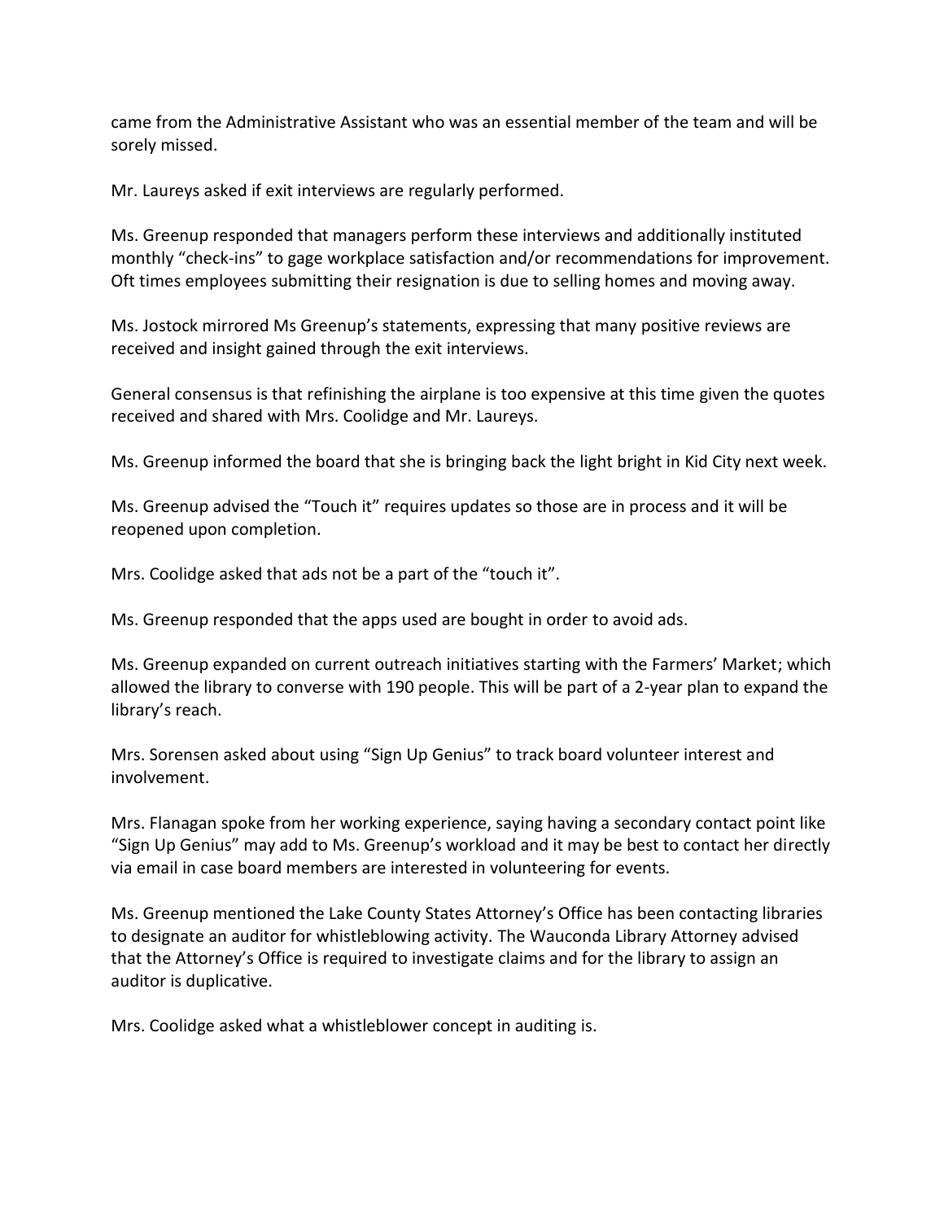came from the Administrative Assistant who was an essential member of the team and will be sorely missed.

Mr. Laureys asked if exit interviews are regularly performed.

Ms. Greenup responded that managers perform these interviews and additionally instituted monthly "check-ins" to gage workplace satisfaction and/or recommendations for improvement. Oft times employees submitting their resignation is due to selling homes and moving away.

Ms. Jostock mirrored Ms Greenup's statements, expressing that many positive reviews are received and insight gained through the exit interviews.

General consensus is that refinishing the airplane is too expensive at this time given the quotes received and shared with Mrs. Coolidge and Mr. Laureys.

Ms. Greenup informed the board that she is bringing back the light bright in Kid City next week.

Ms. Greenup advised the "Touch it" requires updates so those are in process and it will be reopened upon completion.

Mrs. Coolidge asked that ads not be a part of the "touch it".

Ms. Greenup responded that the apps used are bought in order to avoid ads.

Ms. Greenup expanded on current outreach initiatives starting with the Farmers' Market; which allowed the library to converse with 190 people. This will be part of a 2-year plan to expand the library's reach.

Mrs. Sorensen asked about using "Sign Up Genius" to track board volunteer interest and involvement.

Mrs. Flanagan spoke from her working experience, saying having a secondary contact point like "Sign Up Genius" may add to Ms. Greenup's workload and it may be best to contact her directly via email in case board members are interested in volunteering for events.

Ms. Greenup mentioned the Lake County States Attorney's Office has been contacting libraries to designate an auditor for whistleblowing activity. The Wauconda Library Attorney advised that the Attorney's Office is required to investigate claims and for the library to assign an auditor is duplicative.

Mrs. Coolidge asked what a whistleblower concept in auditing is.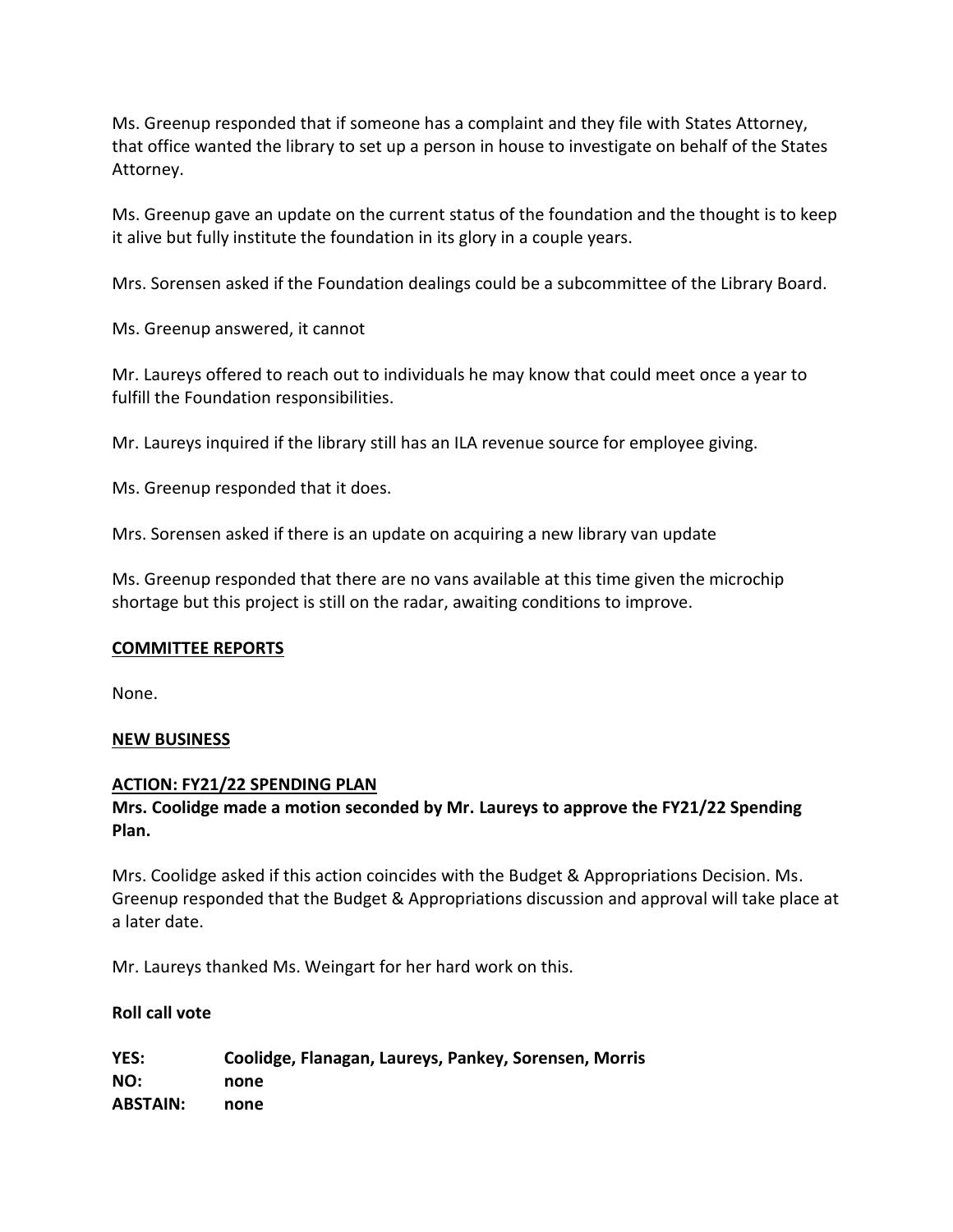Ms. Greenup responded that if someone has a complaint and they file with States Attorney, that office wanted the library to set up a person in house to investigate on behalf of the States Attorney.

Ms. Greenup gave an update on the current status of the foundation and the thought is to keep it alive but fully institute the foundation in its glory in a couple years.

Mrs. Sorensen asked if the Foundation dealings could be a subcommittee of the Library Board.

Ms. Greenup answered, it cannot

Mr. Laureys offered to reach out to individuals he may know that could meet once a year to fulfill the Foundation responsibilities.

Mr. Laureys inquired if the library still has an ILA revenue source for employee giving.

Ms. Greenup responded that it does.

Mrs. Sorensen asked if there is an update on acquiring a new library van update

Ms. Greenup responded that there are no vans available at this time given the microchip shortage but this project is still on the radar, awaiting conditions to improve.

## COMMITTEE REPORTS

None.

## NEW BUSINESS

### ACTION: FY21/22 SPENDING PLAN

**Mrs. Coolidge made a motion seconded by Mr. Laureys to approve the FY21/22 Spending Plan.**

Mrs. Coolidge asked if this action coincides with the Budget & Appropriations Decision. Ms. Greenup responded that the Budget & Appropriations discussion and approval will take place at a later date.

Mr. Laureys thanked Ms. Weingart for her hard work on this.

**Roll call vote**

**YES:** **Coolidge, Flanagan, Laureys, Pankey, Sorensen, Morris**
**NO:** **none**
**ABSTAIN:** **none**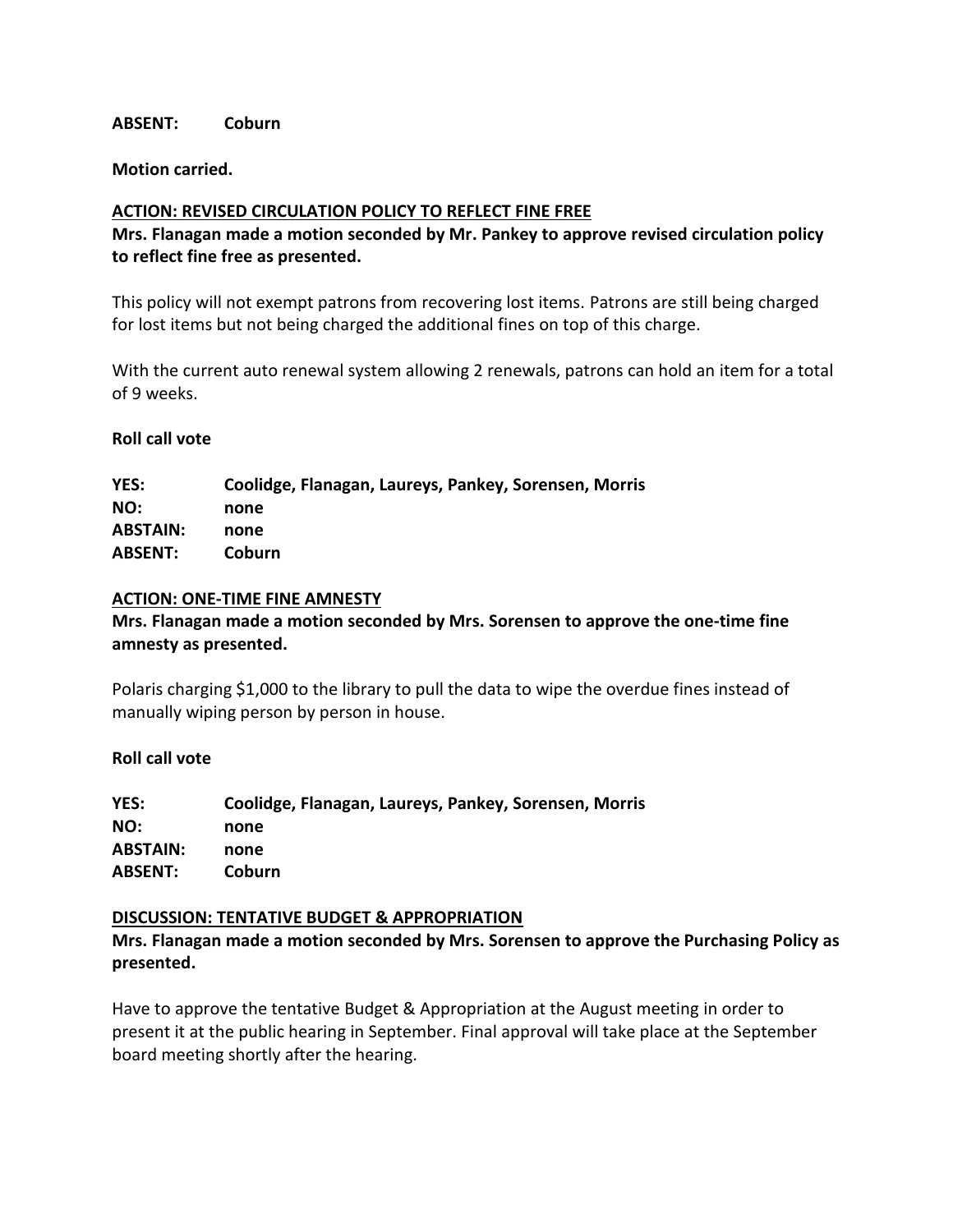**ABSENT:** **Coburn**

**Motion carried.**

**ACTION: REVISED CIRCULATION POLICY TO REFLECT FINE FREE**

**Mrs. Flanagan made a motion seconded by Mr. Pankey to approve revised circulation policy to reflect fine free as presented.**

This policy will not exempt patrons from recovering lost items. Patrons are still being charged for lost items but not being charged the additional fines on top of this charge.

With the current auto renewal system allowing 2 renewals, patrons can hold an item for a total of 9 weeks.

**Roll call vote**

| | |
|---|---|
| **YES:** | **Coolidge, Flanagan, Laureys, Pankey, Sorensen, Morris** |
| **NO:** | **none** |
| **ABSTAIN:** | **none** |
| **ABSENT:** | **Coburn** |

**ACTION: ONE-TIME FINE AMNESTY**

**Mrs. Flanagan made a motion seconded by Mrs. Sorensen to approve the one-time fine amnesty as presented.**

Polaris charging $1,000 to the library to pull the data to wipe the overdue fines instead of manually wiping person by person in house.

**Roll call vote**

| | |
|---|---|
| **YES:** | **Coolidge, Flanagan, Laureys, Pankey, Sorensen, Morris** |
| **NO:** | **none** |
| **ABSTAIN:** | **none** |
| **ABSENT:** | **Coburn** |

**DISCUSSION: TENTATIVE BUDGET & APPROPRIATION**

**Mrs. Flanagan made a motion seconded by Mrs. Sorensen to approve the Purchasing Policy as presented.**

Have to approve the tentative Budget & Appropriation at the August meeting in order to present it at the public hearing in September. Final approval will take place at the September board meeting shortly after the hearing.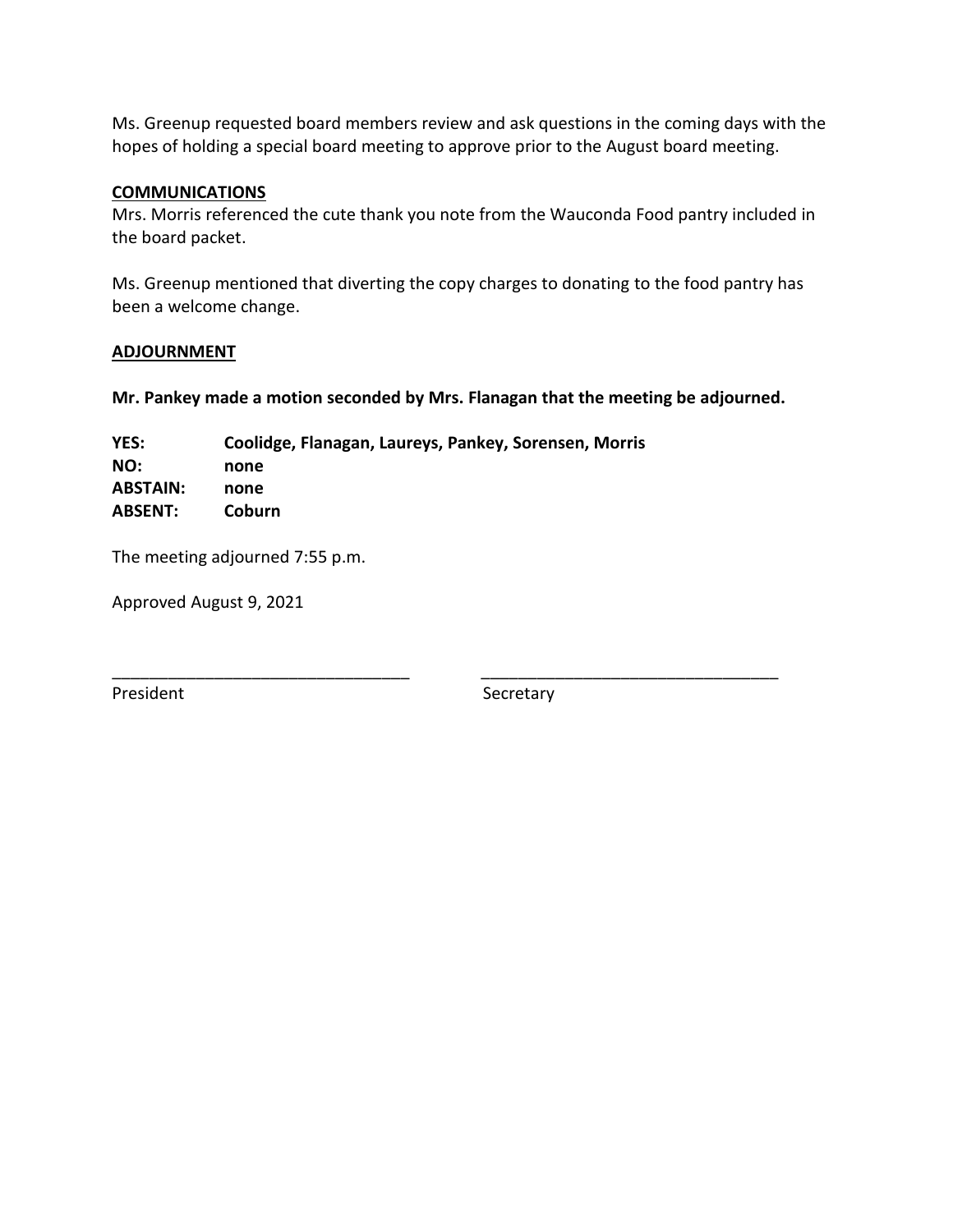Ms. Greenup requested board members review and ask questions in the coming days with the hopes of holding a special board meeting to approve prior to the August board meeting.

**COMMUNICATIONS**

Mrs. Morris referenced the cute thank you note from the Wauconda Food pantry included in the board packet.

Ms. Greenup mentioned that diverting the copy charges to donating to the food pantry has been a welcome change.

**ADJOURNMENT**

**Mr. Pankey made a motion seconded by Mrs. Flanagan that the meeting be adjourned.**

| | |
|---|---|
| **YES:** | **Coolidge, Flanagan, Laureys, Pankey, Sorensen, Morris** |
| **NO:** | **none** |
| **ABSTAIN:** | **none** |
| **ABSENT:** | **Coburn** |

The meeting adjourned 7:55 p.m.

Approved August 9, 2021

_________________________________ _________________________________

President Secretary